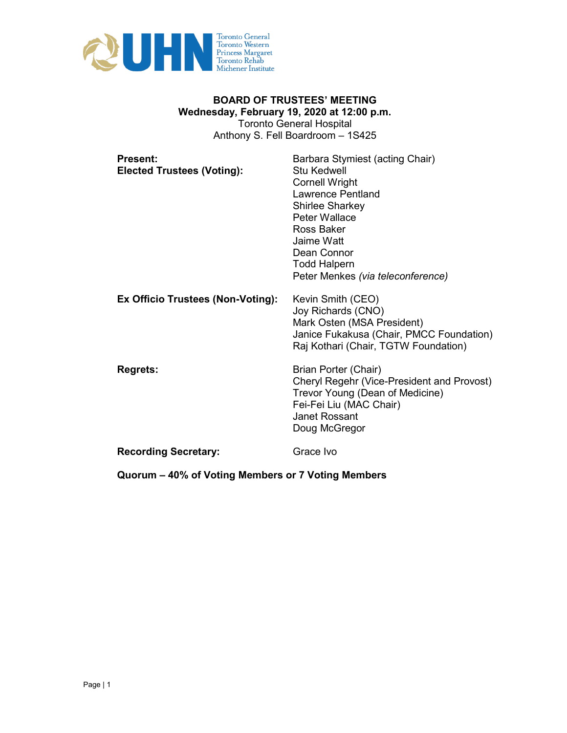# BOARD OF TRUSTEES' MEETING

**Wednesday, February 19, 2020 at 12:00 p.m.**
Toronto General Hospital
Anthony S. Fell Boardroom – 1S425

| | |
|---|---|
| **Present:** | Barbara Stymiest (acting Chair) |
| **Elected Trustees (Voting):** | Stu Kedwell |
| | Cornell Wright |
| | Lawrence Pentland |
| | Shirlee Sharkey |
| | Peter Wallace |
| | Ross Baker |
| | Jaime Watt |
| | Dean Connor |
| | Todd Halpern |
| | Peter Menkes *(via teleconference)* |
| **Ex Officio Trustees (Non-Voting):** | Kevin Smith (CEO) |
| | Joy Richards (CNO) |
| | Mark Osten (MSA President) |
| | Janice Fukakusa (Chair, PMCC Foundation) |
| | Raj Kothari (Chair, TGTW Foundation) |
| **Regrets:** | Brian Porter (Chair) |
| | Cheryl Regehr (Vice-President and Provost) |
| | Trevor Young (Dean of Medicine) |
| | Fei-Fei Liu (MAC Chair) |
| | Janet Rossant |
| | Doug McGregor |
| **Recording Secretary:** | Grace Ivo |

**Quorum – 40% of Voting Members or 7 Voting Members**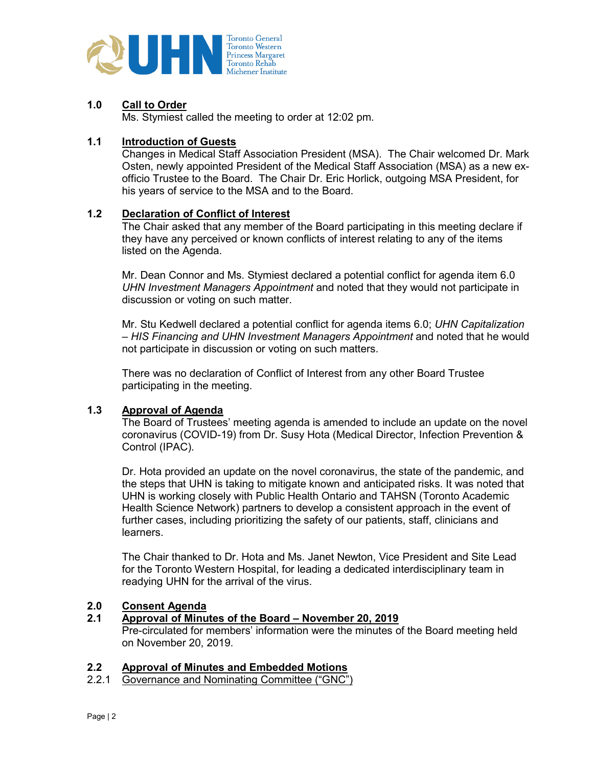**1.0 Call to Order**

Ms. Stymiest called the meeting to order at 12:02 pm.

**1.1 Introduction of Guests**

Changes in Medical Staff Association President (MSA). The Chair welcomed Dr. Mark Osten, newly appointed President of the Medical Staff Association (MSA) as a new ex-officio Trustee to the Board. The Chair Dr. Eric Horlick, outgoing MSA President, for his years of service to the MSA and to the Board.

**1.2 Declaration of Conflict of Interest**

The Chair asked that any member of the Board participating in this meeting declare if they have any perceived or known conflicts of interest relating to any of the items listed on the Agenda.

Mr. Dean Connor and Ms. Stymiest declared a potential conflict for agenda item 6.0 *UHN Investment Managers Appointment* and noted that they would not participate in discussion or voting on such matter.

Mr. Stu Kedwell declared a potential conflict for agenda items 6.0; *UHN Capitalization – HIS Financing and UHN Investment Managers Appointment* and noted that he would not participate in discussion or voting on such matters.

There was no declaration of Conflict of Interest from any other Board Trustee participating in the meeting.

**1.3 Approval of Agenda**

The Board of Trustees' meeting agenda is amended to include an update on the novel coronavirus (COVID-19) from Dr. Susy Hota (Medical Director, Infection Prevention & Control (IPAC).

Dr. Hota provided an update on the novel coronavirus, the state of the pandemic, and the steps that UHN is taking to mitigate known and anticipated risks. It was noted that UHN is working closely with Public Health Ontario and TAHSN (Toronto Academic Health Science Network) partners to develop a consistent approach in the event of further cases, including prioritizing the safety of our patients, staff, clinicians and learners.

The Chair thanked to Dr. Hota and Ms. Janet Newton, Vice President and Site Lead for the Toronto Western Hospital, for leading a dedicated interdisciplinary team in readying UHN for the arrival of the virus.

**2.0 Consent Agenda**

**2.1 Approval of Minutes of the Board – November 20, 2019**

Pre-circulated for members' information were the minutes of the Board meeting held on November 20, 2019.

**2.2 Approval of Minutes and Embedded Motions**

2.2.1 Governance and Nominating Committee ("GNC")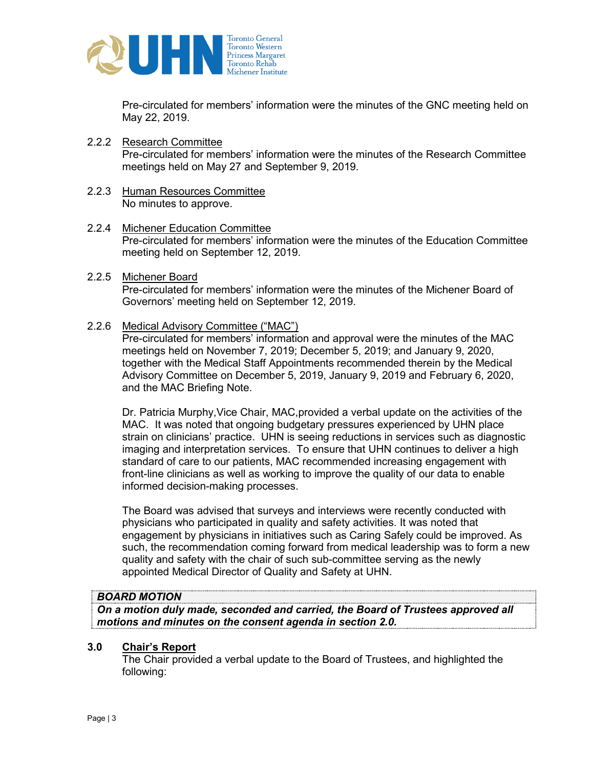Pre-circulated for members' information were the minutes of the GNC meeting held on May 22, 2019.

2.2.2 Research Committee

Pre-circulated for members' information were the minutes of the Research Committee meetings held on May 27 and September 9, 2019.

2.2.3 Human Resources Committee

No minutes to approve.

2.2.4 Michener Education Committee

Pre-circulated for members' information were the minutes of the Education Committee meeting held on September 12, 2019.

2.2.5 Michener Board

Pre-circulated for members' information were the minutes of the Michener Board of Governors' meeting held on September 12, 2019.

2.2.6 Medical Advisory Committee ("MAC")

Pre-circulated for members' information and approval were the minutes of the MAC meetings held on November 7, 2019; December 5, 2019; and January 9, 2020, together with the Medical Staff Appointments recommended therein by the Medical Advisory Committee on December 5, 2019, January 9, 2019 and February 6, 2020, and the MAC Briefing Note.

Dr. Patricia Murphy,Vice Chair, MAC,provided a verbal update on the activities of the MAC. It was noted that ongoing budgetary pressures experienced by UHN place strain on clinicians' practice. UHN is seeing reductions in services such as diagnostic imaging and interpretation services. To ensure that UHN continues to deliver a high standard of care to our patients, MAC recommended increasing engagement with front-line clinicians as well as working to improve the quality of our data to enable informed decision-making processes.

The Board was advised that surveys and interviews were recently conducted with physicians who participated in quality and safety activities. It was noted that engagement by physicians in initiatives such as Caring Safely could be improved. As such, the recommendation coming forward from medical leadership was to form a new quality and safety with the chair of such sub-committee serving as the newly appointed Medical Director of Quality and Safety at UHN.

***BOARD MOTION***
***On a motion duly made, seconded and carried, the Board of Trustees approved all motions and minutes on the consent agenda in section 2.0.***

## 3.0 Chair's Report

The Chair provided a verbal update to the Board of Trustees, and highlighted the following: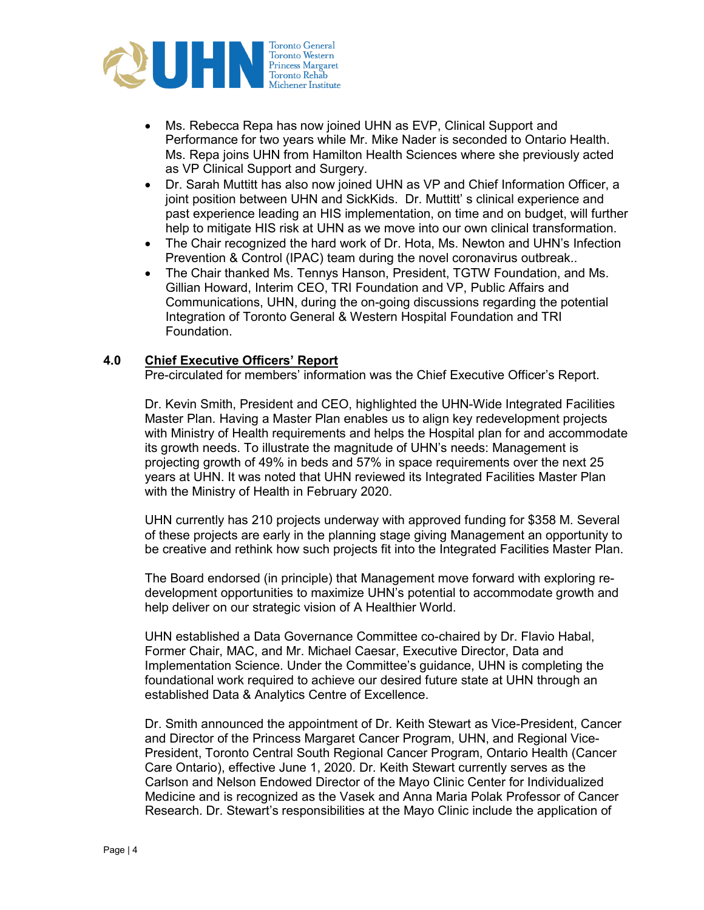- Ms. Rebecca Repa has now joined UHN as EVP, Clinical Support and Performance for two years while Mr. Mike Nader is seconded to Ontario Health. Ms. Repa joins UHN from Hamilton Health Sciences where she previously acted as VP Clinical Support and Surgery.
- Dr. Sarah Muttitt has also now joined UHN as VP and Chief Information Officer, a joint position between UHN and SickKids. Dr. Muttitt' s clinical experience and past experience leading an HIS implementation, on time and on budget, will further help to mitigate HIS risk at UHN as we move into our own clinical transformation.
- The Chair recognized the hard work of Dr. Hota, Ms. Newton and UHN's Infection Prevention & Control (IPAC) team during the novel coronavirus outbreak..
- The Chair thanked Ms. Tennys Hanson, President, TGTW Foundation, and Ms. Gillian Howard, Interim CEO, TRI Foundation and VP, Public Affairs and Communications, UHN, during the on-going discussions regarding the potential Integration of Toronto General & Western Hospital Foundation and TRI Foundation.

## 4.0 Chief Executive Officers' Report

Pre-circulated for members' information was the Chief Executive Officer's Report.

Dr. Kevin Smith, President and CEO, highlighted the UHN-Wide Integrated Facilities Master Plan. Having a Master Plan enables us to align key redevelopment projects with Ministry of Health requirements and helps the Hospital plan for and accommodate its growth needs. To illustrate the magnitude of UHN's needs: Management is projecting growth of 49% in beds and 57% in space requirements over the next 25 years at UHN. It was noted that UHN reviewed its Integrated Facilities Master Plan with the Ministry of Health in February 2020.

UHN currently has 210 projects underway with approved funding for $358 M. Several of these projects are early in the planning stage giving Management an opportunity to be creative and rethink how such projects fit into the Integrated Facilities Master Plan.

The Board endorsed (in principle) that Management move forward with exploring re-development opportunities to maximize UHN's potential to accommodate growth and help deliver on our strategic vision of A Healthier World.

UHN established a Data Governance Committee co-chaired by Dr. Flavio Habal, Former Chair, MAC, and Mr. Michael Caesar, Executive Director, Data and Implementation Science. Under the Committee's guidance, UHN is completing the foundational work required to achieve our desired future state at UHN through an established Data & Analytics Centre of Excellence.

Dr. Smith announced the appointment of Dr. Keith Stewart as Vice-President, Cancer and Director of the Princess Margaret Cancer Program, UHN, and Regional Vice-President, Toronto Central South Regional Cancer Program, Ontario Health (Cancer Care Ontario), effective June 1, 2020. Dr. Keith Stewart currently serves as the Carlson and Nelson Endowed Director of the Mayo Clinic Center for Individualized Medicine and is recognized as the Vasek and Anna Maria Polak Professor of Cancer Research. Dr. Stewart's responsibilities at the Mayo Clinic include the application of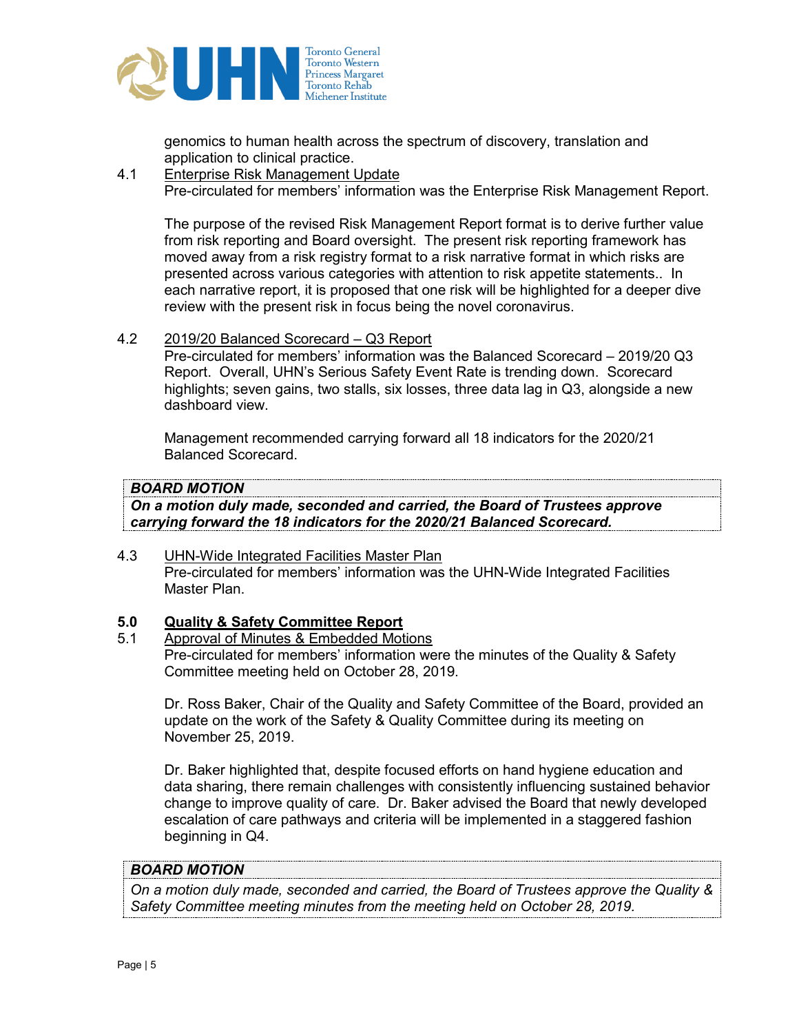genomics to human health across the spectrum of discovery, translation and application to clinical practice.

4.1 Enterprise Risk Management Update

Pre-circulated for members' information was the Enterprise Risk Management Report.

The purpose of the revised Risk Management Report format is to derive further value from risk reporting and Board oversight. The present risk reporting framework has moved away from a risk registry format to a risk narrative format in which risks are presented across various categories with attention to risk appetite statements.. In each narrative report, it is proposed that one risk will be highlighted for a deeper dive review with the present risk in focus being the novel coronavirus.

4.2 2019/20 Balanced Scorecard – Q3 Report

Pre-circulated for members' information was the Balanced Scorecard – 2019/20 Q3 Report. Overall, UHN's Serious Safety Event Rate is trending down. Scorecard highlights; seven gains, two stalls, six losses, three data lag in Q3, alongside a new dashboard view.

Management recommended carrying forward all 18 indicators for the 2020/21 Balanced Scorecard.

> ***BOARD MOTION***
> ***On a motion duly made, seconded and carried, the Board of Trustees approve carrying forward the 18 indicators for the 2020/21 Balanced Scorecard.***

4.3 UHN-Wide Integrated Facilities Master Plan

Pre-circulated for members' information was the UHN-Wide Integrated Facilities Master Plan.

## 5.0 Quality & Safety Committee Report

5.1 Approval of Minutes & Embedded Motions

Pre-circulated for members' information were the minutes of the Quality & Safety Committee meeting held on October 28, 2019.

Dr. Ross Baker, Chair of the Quality and Safety Committee of the Board, provided an update on the work of the Safety & Quality Committee during its meeting on November 25, 2019.

Dr. Baker highlighted that, despite focused efforts on hand hygiene education and data sharing, there remain challenges with consistently influencing sustained behavior change to improve quality of care. Dr. Baker advised the Board that newly developed escalation of care pathways and criteria will be implemented in a staggered fashion beginning in Q4.

> ***BOARD MOTION***
> *On a motion duly made, seconded and carried, the Board of Trustees approve the Quality & Safety Committee meeting minutes from the meeting held on October 28, 2019.*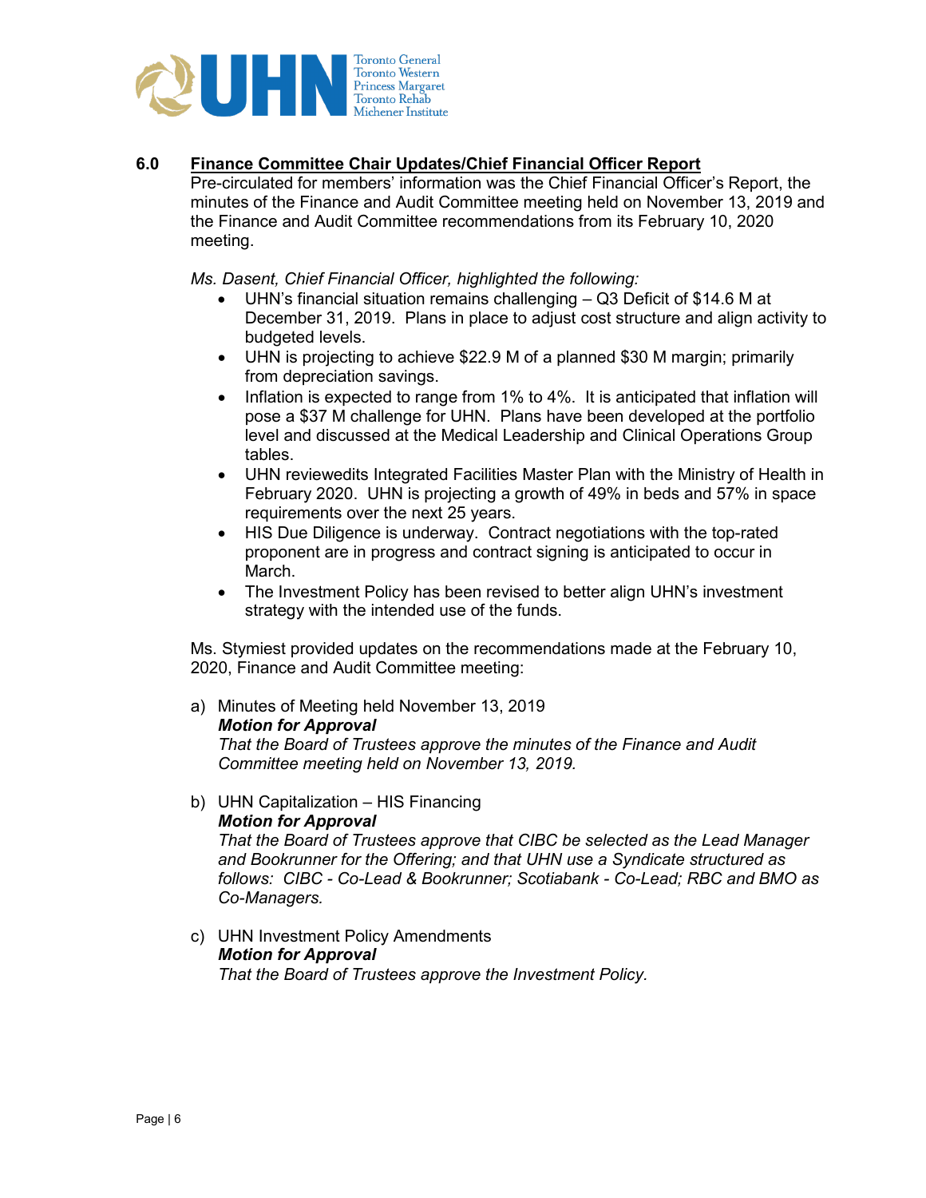## 6.0 Finance Committee Chair Updates/Chief Financial Officer Report

Pre-circulated for members' information was the Chief Financial Officer's Report, the minutes of the Finance and Audit Committee meeting held on November 13, 2019 and the Finance and Audit Committee recommendations from its February 10, 2020 meeting.

*Ms. Dasent, Chief Financial Officer, highlighted the following:*

- UHN's financial situation remains challenging – Q3 Deficit of $14.6 M at December 31, 2019. Plans in place to adjust cost structure and align activity to budgeted levels.
- UHN is projecting to achieve $22.9 M of a planned $30 M margin; primarily from depreciation savings.
- Inflation is expected to range from 1% to 4%. It is anticipated that inflation will pose a $37 M challenge for UHN. Plans have been developed at the portfolio level and discussed at the Medical Leadership and Clinical Operations Group tables.
- UHN reviewedits Integrated Facilities Master Plan with the Ministry of Health in February 2020. UHN is projecting a growth of 49% in beds and 57% in space requirements over the next 25 years.
- HIS Due Diligence is underway. Contract negotiations with the top-rated proponent are in progress and contract signing is anticipated to occur in March.
- The Investment Policy has been revised to better align UHN's investment strategy with the intended use of the funds.

Ms. Stymiest provided updates on the recommendations made at the February 10, 2020, Finance and Audit Committee meeting:

a) Minutes of Meeting held November 13, 2019
***Motion for Approval***
*That the Board of Trustees approve the minutes of the Finance and Audit Committee meeting held on November 13, 2019.*

b) UHN Capitalization – HIS Financing
***Motion for Approval***
*That the Board of Trustees approve that CIBC be selected as the Lead Manager and Bookrunner for the Offering; and that UHN use a Syndicate structured as follows: CIBC - Co-Lead & Bookrunner; Scotiabank - Co-Lead; RBC and BMO as Co-Managers.*

c) UHN Investment Policy Amendments
***Motion for Approval***
*That the Board of Trustees approve the Investment Policy.*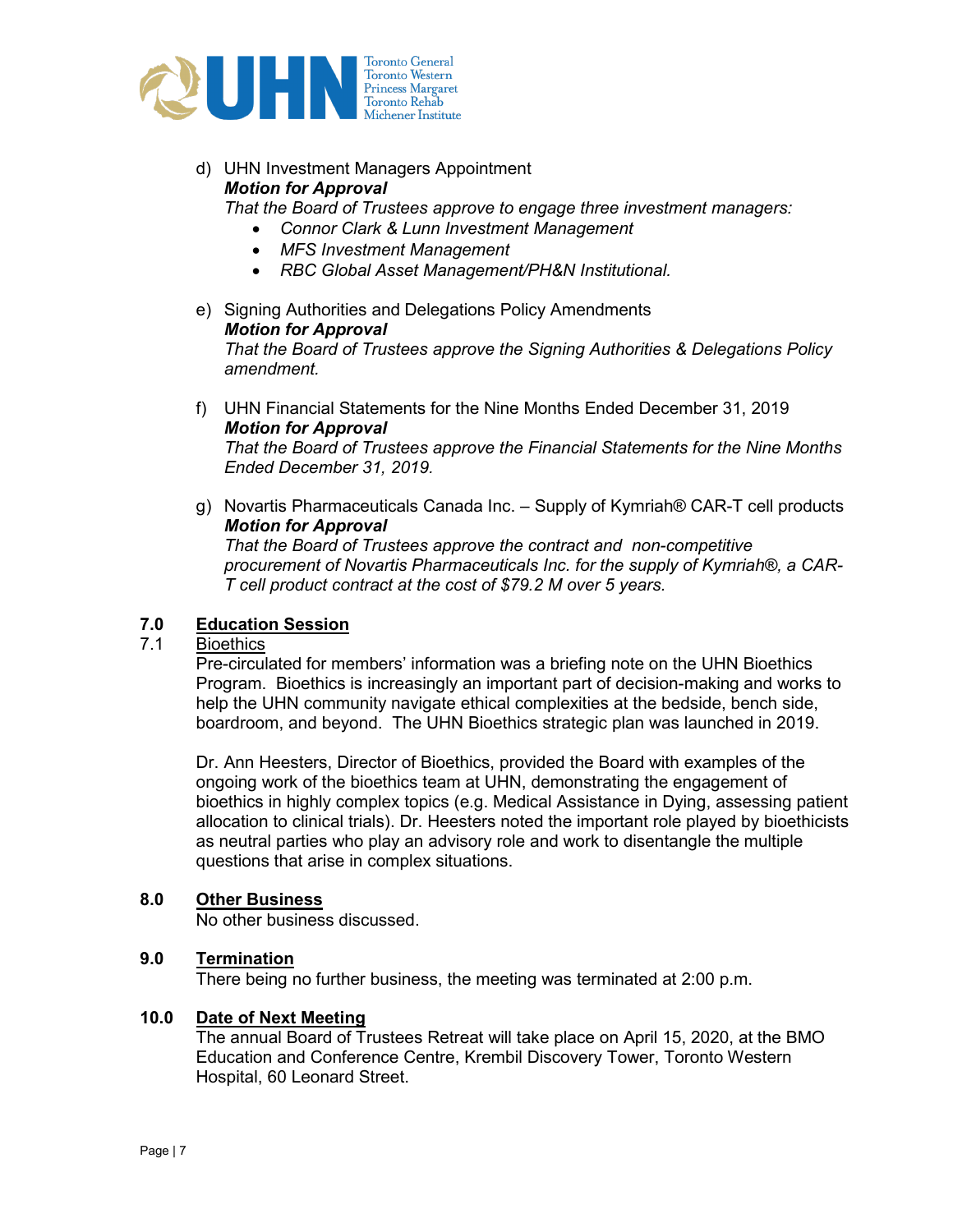d) UHN Investment Managers Appointment
***Motion for Approval***
*That the Board of Trustees approve to engage three investment managers:*
- *Connor Clark & Lunn Investment Management*
- *MFS Investment Management*
- *RBC Global Asset Management/PH&N Institutional.*

e) Signing Authorities and Delegations Policy Amendments
***Motion for Approval***
*That the Board of Trustees approve the Signing Authorities & Delegations Policy amendment.*

f) UHN Financial Statements for the Nine Months Ended December 31, 2019
***Motion for Approval***
*That the Board of Trustees approve the Financial Statements for the Nine Months Ended December 31, 2019.*

g) Novartis Pharmaceuticals Canada Inc. – Supply of Kymriah® CAR-T cell products
***Motion for Approval***
*That the Board of Trustees approve the contract and non-competitive procurement of Novartis Pharmaceuticals Inc. for the supply of Kymriah®, a CAR-T cell product contract at the cost of $79.2 M over 5 years.*

## 7.0 Education Session

### 7.1 Bioethics

Pre-circulated for members' information was a briefing note on the UHN Bioethics Program. Bioethics is increasingly an important part of decision-making and works to help the UHN community navigate ethical complexities at the bedside, bench side, boardroom, and beyond. The UHN Bioethics strategic plan was launched in 2019.

Dr. Ann Heesters, Director of Bioethics, provided the Board with examples of the ongoing work of the bioethics team at UHN, demonstrating the engagement of bioethics in highly complex topics (e.g. Medical Assistance in Dying, assessing patient allocation to clinical trials). Dr. Heesters noted the important role played by bioethicists as neutral parties who play an advisory role and work to disentangle the multiple questions that arise in complex situations.

## 8.0 Other Business

No other business discussed.

## 9.0 Termination

There being no further business, the meeting was terminated at 2:00 p.m.

## 10.0 Date of Next Meeting

The annual Board of Trustees Retreat will take place on April 15, 2020, at the BMO Education and Conference Centre, Krembil Discovery Tower, Toronto Western Hospital, 60 Leonard Street.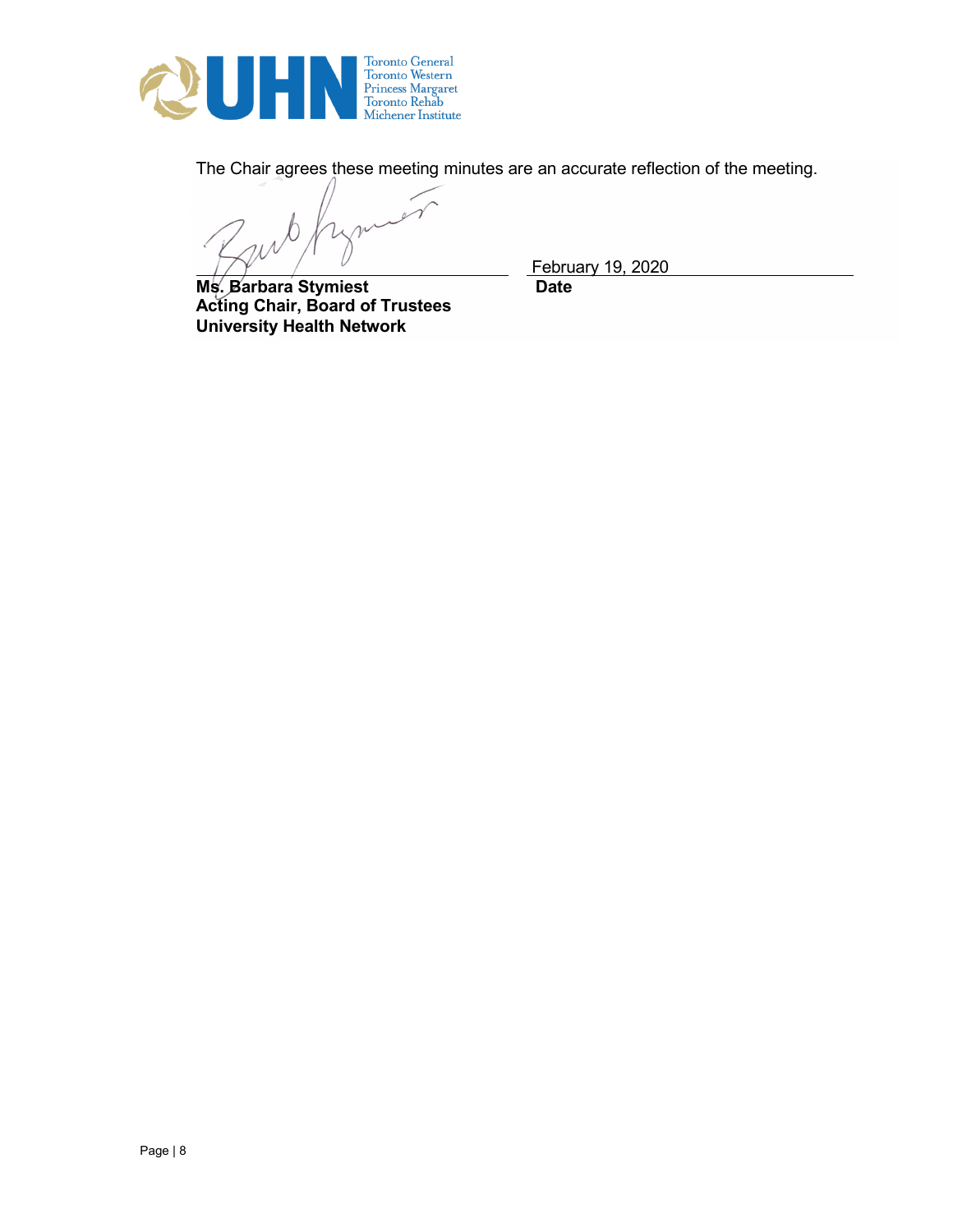The Chair agrees these meeting minutes are an accurate reflection of the meeting.

| | |
|---|---|
| **Ms. Barbara Stymiest**<br>**Acting Chair, Board of Trustees**<br>**University Health Network** | February 19, 2020<br>**Date** |